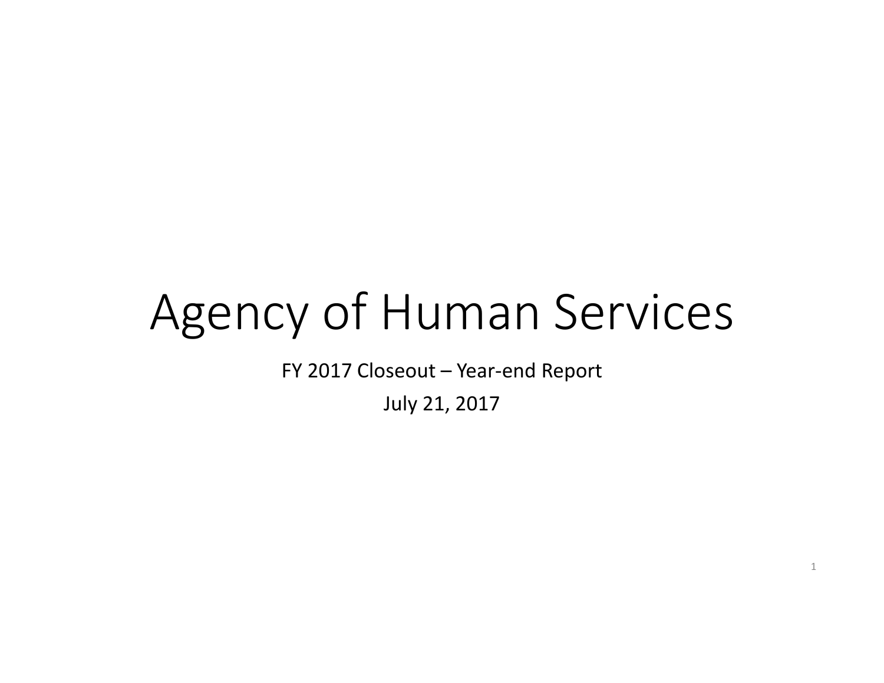# Agency of Human Services

FY 2017 Closeout – Year-end Report

July 21, 2017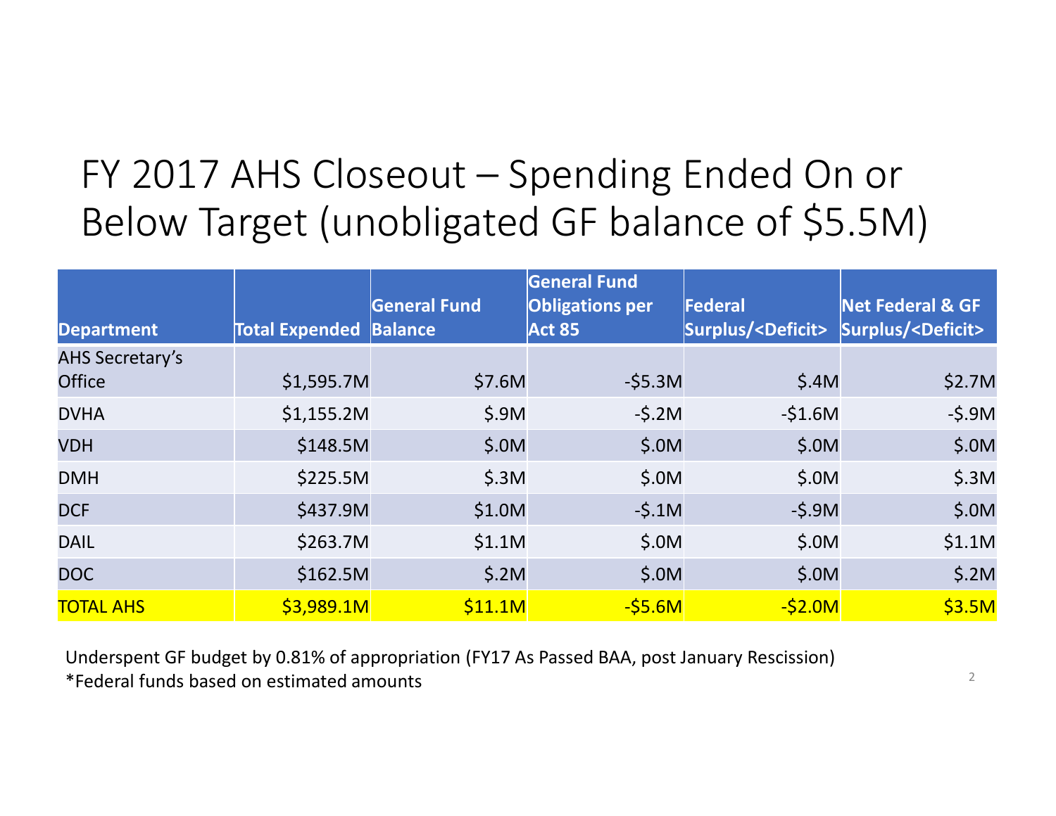# FY 2017 AHS Closeout – Spending Ended On or Below Target (unobligated GF balance of $5.5M)

| Department | Total Expended | General Fund Balance | General Fund Obligations per Act 85 | Federal Surplus/<Deficit> | Net Federal & GF Surplus/<Deficit> |
|---|---|---|---|---|---|
| AHS Secretary's Office | $1,595.7M | $7.6M | -$5.3M | $.4M | $2.7M |
| DVHA | $1,155.2M | $.9M | -$.2M | -$1.6M | -$.9M |
| VDH | $148.5M | $.0M | $.0M | $.0M | $.0M |
| DMH | $225.5M | $.3M | $.0M | $.0M | $.3M |
| DCF | $437.9M | $1.0M | -$.1M | -$.9M | $.0M |
| DAIL | $263.7M | $1.1M | $.0M | $.0M | $1.1M |
| DOC | $162.5M | $.2M | $.0M | $.0M | $.2M |
| TOTAL AHS | $3,989.1M | $11.1M | -$5.6M | -$2.0M | $3.5M |

Underspent GF budget by 0.81% of appropriation (FY17 As Passed BAA, post January Rescission)
*Federal funds based on estimated amounts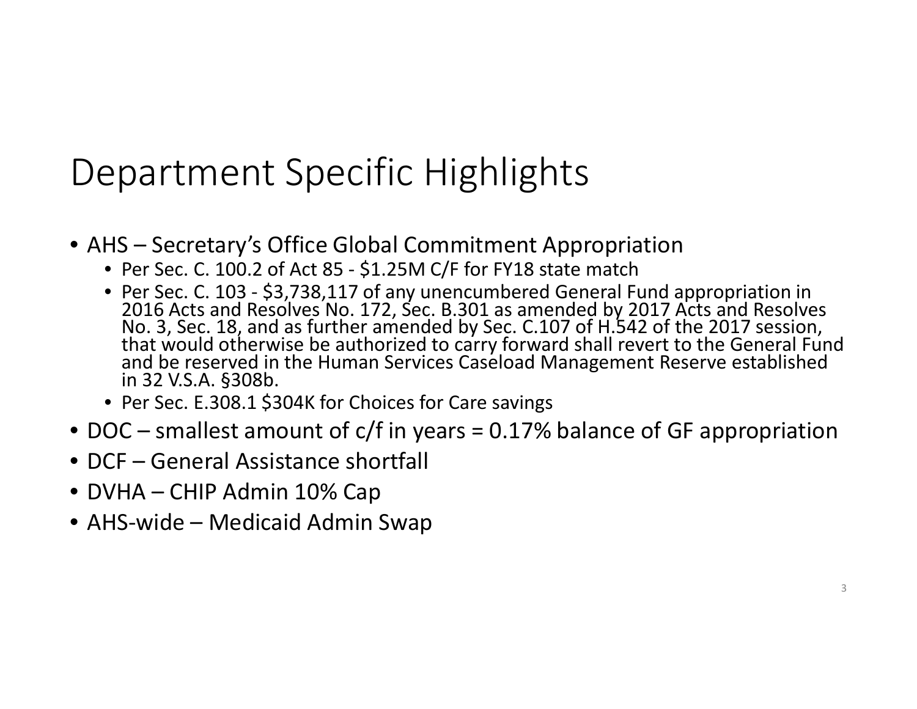# Department Specific Highlights

- AHS – Secretary's Office Global Commitment Appropriation
  - Per Sec. C. 100.2 of Act 85 - $1.25M C/F for FY18 state match
  - Per Sec. C. 103 - $3,738,117 of any unencumbered General Fund appropriation in 2016 Acts and Resolves No. 172, Sec. B.301 as amended by 2017 Acts and Resolves No. 3, Sec. 18, and as further amended by Sec. C.107 of H.542 of the 2017 session, that would otherwise be authorized to carry forward shall revert to the General Fund and be reserved in the Human Services Caseload Management Reserve established in 32 V.S.A. §308b.
  - Per Sec. E.308.1 $304K for Choices for Care savings
- DOC – smallest amount of c/f in years = 0.17% balance of GF appropriation
- DCF – General Assistance shortfall
- DVHA – CHIP Admin 10% Cap
- AHS-wide – Medicaid Admin Swap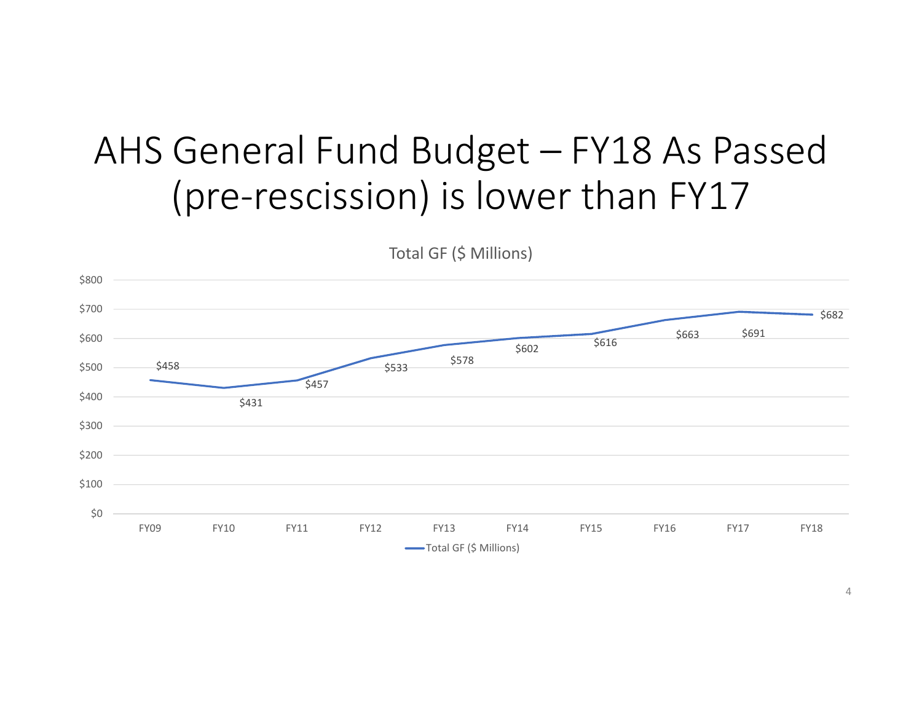# AHS General Fund Budget – FY18 As Passed (pre-rescission) is lower than FY17

Total GF ($ Millions)

$800
$700
$600
$500
$400
$300
$200
$100
$0

$458
$431
$457
$533
$578
$602
$616
$663
$691
$682

FY09 FY10 FY11 FY12 FY13 FY14 FY15 FY16 FY17 FY18

Total GF ($ Millions)